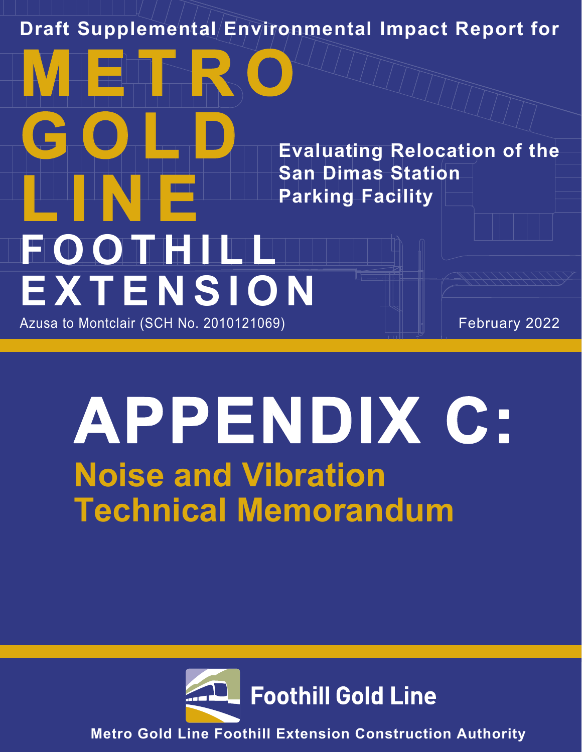Draft Supplemental Environmental Impact Report for

# METRO GOLD LINE FOOTHILL EXTENSION

Evaluating Relocation of the San Dimas Station Parking Facility

Azusa to Montclair (SCH No. 2010121069)

February 2022

# APPENDIX C:

## Noise and Vibration Technical Memorandum

Foothill Gold Line

**Metro Gold Line Foothill Extension Construction Authority**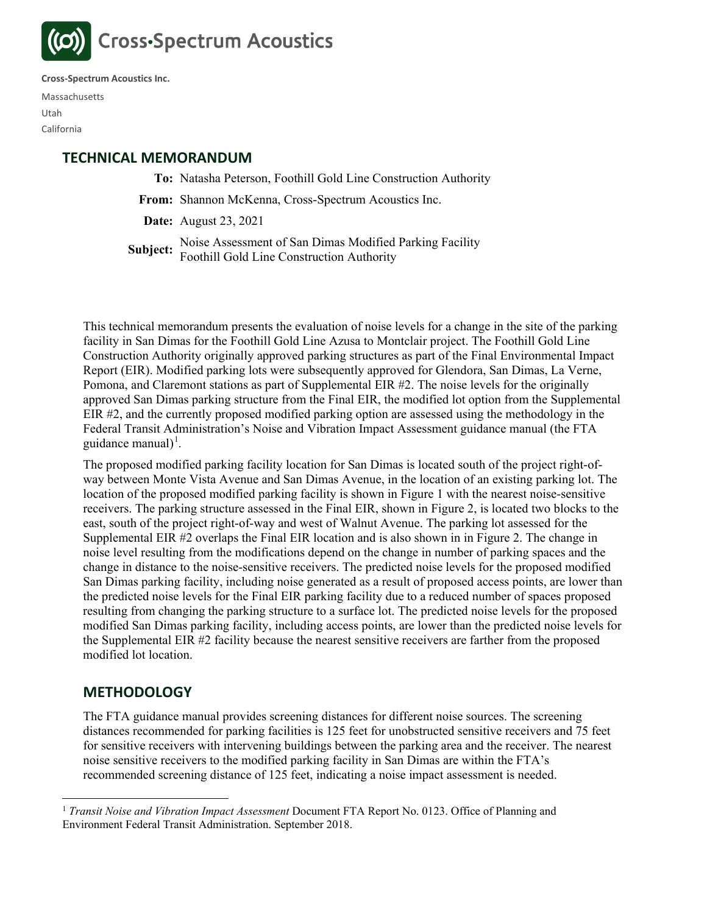**Cross-Spectrum Acoustics Inc.**

Massachusetts

Utah

California

## TECHNICAL MEMORANDUM

**To:** Natasha Peterson, Foothill Gold Line Construction Authority

**From:** Shannon McKenna, Cross-Spectrum Acoustics Inc.

**Date:** August 23, 2021

**Subject:** Noise Assessment of San Dimas Modified Parking Facility
Foothill Gold Line Construction Authority

This technical memorandum presents the evaluation of noise levels for a change in the site of the parking facility in San Dimas for the Foothill Gold Line Azusa to Montclair project. The Foothill Gold Line Construction Authority originally approved parking structures as part of the Final Environmental Impact Report (EIR). Modified parking lots were subsequently approved for Glendora, San Dimas, La Verne, Pomona, and Claremont stations as part of Supplemental EIR #2. The noise levels for the originally approved San Dimas parking structure from the Final EIR, the modified lot option from the Supplemental EIR #2, and the currently proposed modified parking option are assessed using the methodology in the Federal Transit Administration's Noise and Vibration Impact Assessment guidance manual (the FTA guidance manual)[1].

The proposed modified parking facility location for San Dimas is located south of the project right-of-way between Monte Vista Avenue and San Dimas Avenue, in the location of an existing parking lot. The location of the proposed modified parking facility is shown in Figure 1 with the nearest noise-sensitive receivers. The parking structure assessed in the Final EIR, shown in Figure 2, is located two blocks to the east, south of the project right-of-way and west of Walnut Avenue. The parking lot assessed for the Supplemental EIR #2 overlaps the Final EIR location and is also shown in in Figure 2. The change in noise level resulting from the modifications depend on the change in number of parking spaces and the change in distance to the noise-sensitive receivers. The predicted noise levels for the proposed modified San Dimas parking facility, including noise generated as a result of proposed access points, are lower than the predicted noise levels for the Final EIR parking facility due to a reduced number of spaces proposed resulting from changing the parking structure to a surface lot. The predicted noise levels for the proposed modified San Dimas parking facility, including access points, are lower than the predicted noise levels for the Supplemental EIR #2 facility because the nearest sensitive receivers are farther from the proposed modified lot location.

## METHODOLOGY

The FTA guidance manual provides screening distances for different noise sources. The screening distances recommended for parking facilities is 125 feet for unobstructed sensitive receivers and 75 feet for sensitive receivers with intervening buildings between the parking area and the receiver. The nearest noise sensitive receivers to the modified parking facility in San Dimas are within the FTA's recommended screening distance of 125 feet, indicating a noise impact assessment is needed.

[1] *Transit Noise and Vibration Impact Assessment* Document FTA Report No. 0123. Office of Planning and Environment Federal Transit Administration. September 2018.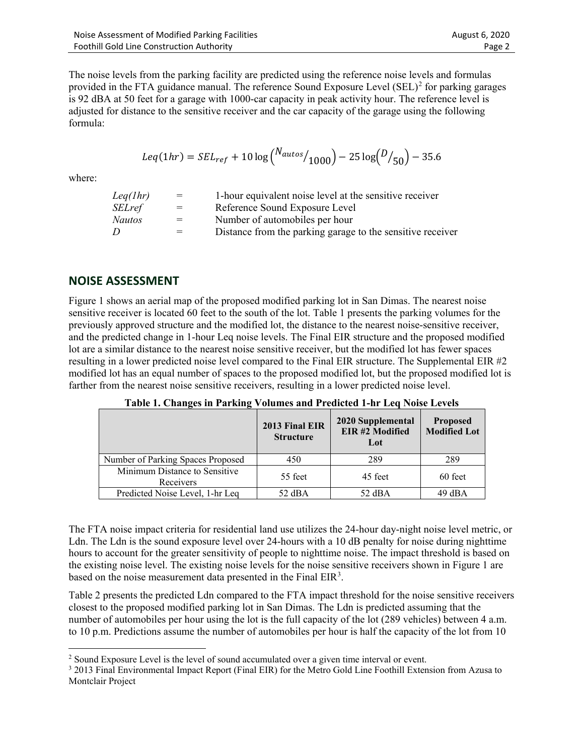The noise levels from the parking facility are predicted using the reference noise levels and formulas provided in the FTA guidance manual. The reference Sound Exposure Level (SEL)[2] for parking garages is 92 dBA at 50 feet for a garage with 1000-car capacity in peak activity hour. The reference level is adjusted for distance to the sensitive receiver and the car capacity of the garage using the following formula:

$$Leq(1hr) = SEL_{ref} + 10\log\left({N_{autos}}/{1000}\right) - 25\log\left({D}/{50}\right) - 35.6$$

where:

| | | |
|---|---|---|
| *Leq(1hr)* | = | 1-hour equivalent noise level at the sensitive receiver |
| *SELref* | = | Reference Sound Exposure Level |
| *Nautos* | = | Number of automobiles per hour |
| *D* | = | Distance from the parking garage to the sensitive receiver |

## NOISE ASSESSMENT

Figure 1 shows an aerial map of the proposed modified parking lot in San Dimas. The nearest noise sensitive receiver is located 60 feet to the south of the lot. Table 1 presents the parking volumes for the previously approved structure and the modified lot, the distance to the nearest noise-sensitive receiver, and the predicted change in 1-hour Leq noise levels. The Final EIR structure and the proposed modified lot are a similar distance to the nearest noise sensitive receiver, but the modified lot has fewer spaces resulting in a lower predicted noise level compared to the Final EIR structure. The Supplemental EIR #2 modified lot has an equal number of spaces to the proposed modified lot, but the proposed modified lot is farther from the nearest noise sensitive receivers, resulting in a lower predicted noise level.

**Table 1. Changes in Parking Volumes and Predicted 1-hr Leq Noise Levels**

| | 2013 Final EIR Structure | 2020 Supplemental EIR #2 Modified Lot | Proposed Modified Lot |
|---|---|---|---|
| Number of Parking Spaces Proposed | 450 | 289 | 289 |
| Minimum Distance to Sensitive Receivers | 55 feet | 45 feet | 60 feet |
| Predicted Noise Level, 1-hr Leq | 52 dBA | 52 dBA | 49 dBA |

The FTA noise impact criteria for residential land use utilizes the 24-hour day-night noise level metric, or Ldn. The Ldn is the sound exposure level over 24-hours with a 10 dB penalty for noise during nighttime hours to account for the greater sensitivity of people to nighttime noise. The impact threshold is based on the existing noise level. The existing noise levels for the noise sensitive receivers shown in Figure 1 are based on the noise measurement data presented in the Final EIR[3].

Table 2 presents the predicted Ldn compared to the FTA impact threshold for the noise sensitive receivers closest to the proposed modified parking lot in San Dimas. The Ldn is predicted assuming that the number of automobiles per hour using the lot is the full capacity of the lot (289 vehicles) between 4 a.m. to 10 p.m. Predictions assume the number of automobiles per hour is half the capacity of the lot from 10

[2] Sound Exposure Level is the level of sound accumulated over a given time interval or event.

[3] 2013 Final Environmental Impact Report (Final EIR) for the Metro Gold Line Foothill Extension from Azusa to Montclair Project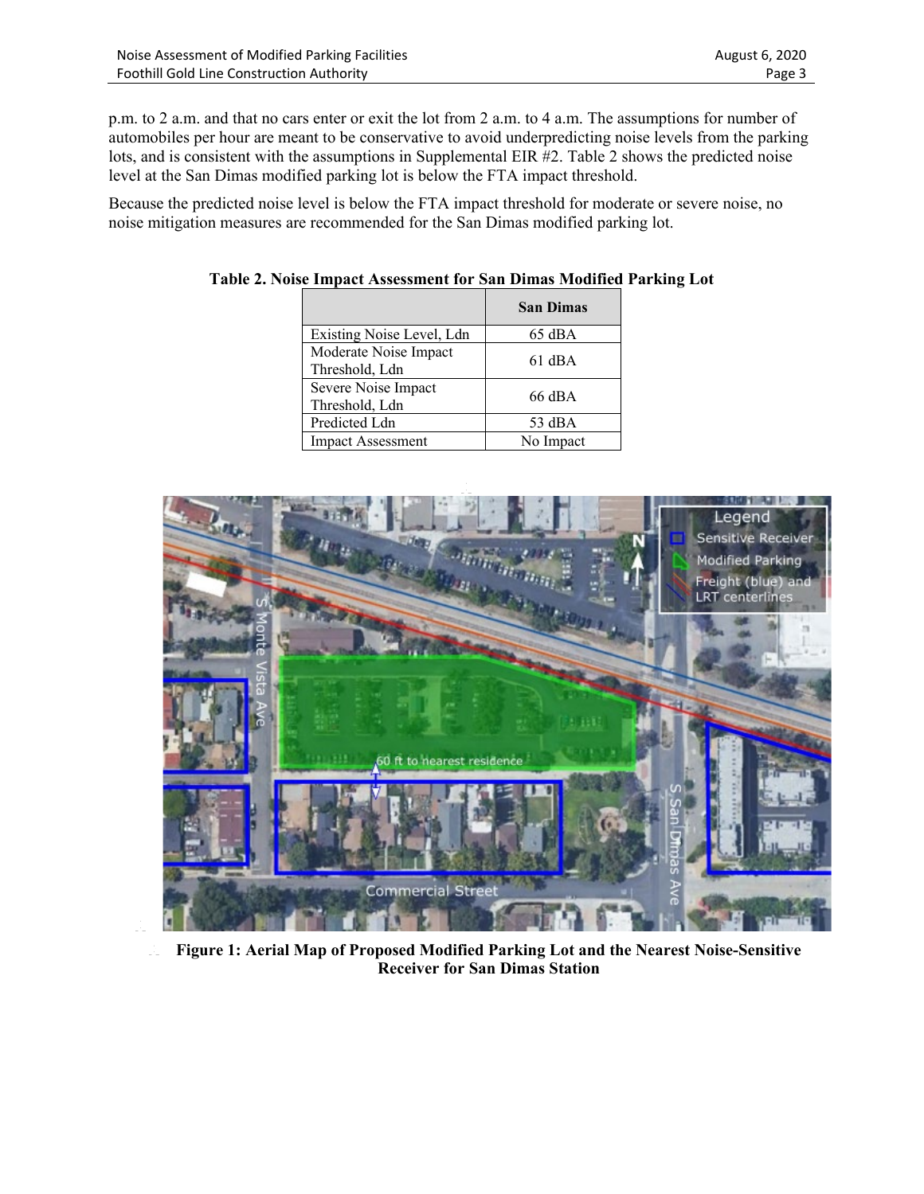p.m. to 2 a.m. and that no cars enter or exit the lot from 2 a.m. to 4 a.m. The assumptions for number of automobiles per hour are meant to be conservative to avoid underpredicting noise levels from the parking lots, and is consistent with the assumptions in Supplemental EIR #2. Table 2 shows the predicted noise level at the San Dimas modified parking lot is below the FTA impact threshold.

Because the predicted noise level is below the FTA impact threshold for moderate or severe noise, no noise mitigation measures are recommended for the San Dimas modified parking lot.

**Table 2. Noise Impact Assessment for San Dimas Modified Parking Lot**

| | San Dimas |
|---|---|
| Existing Noise Level, Ldn | 65 dBA |
| Moderate Noise Impact Threshold, Ldn | 61 dBA |
| Severe Noise Impact Threshold, Ldn | 66 dBA |
| Predicted Ldn | 53 dBA |
| Impact Assessment | No Impact |

**Figure 1: Aerial Map of Proposed Modified Parking Lot and the Nearest Noise-Sensitive Receiver for San Dimas Station**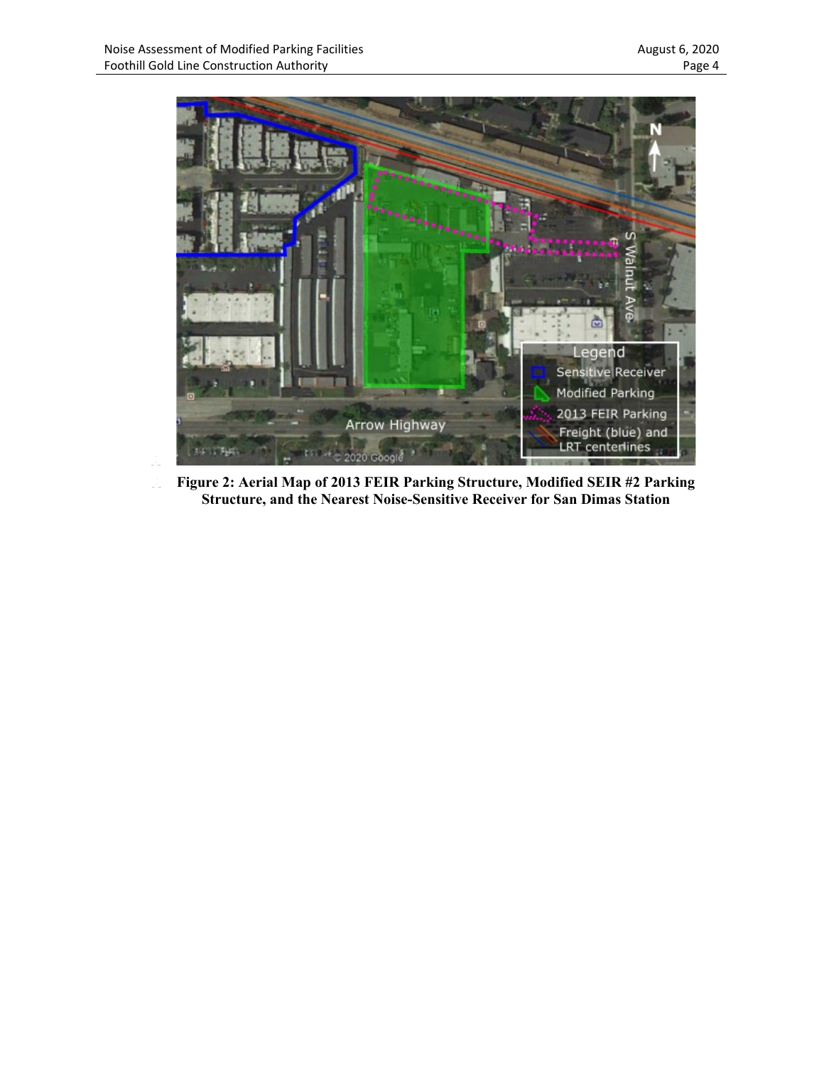**Figure 2: Aerial Map of 2013 FEIR Parking Structure, Modified SEIR #2 Parking Structure, and the Nearest Noise-Sensitive Receiver for San Dimas Station**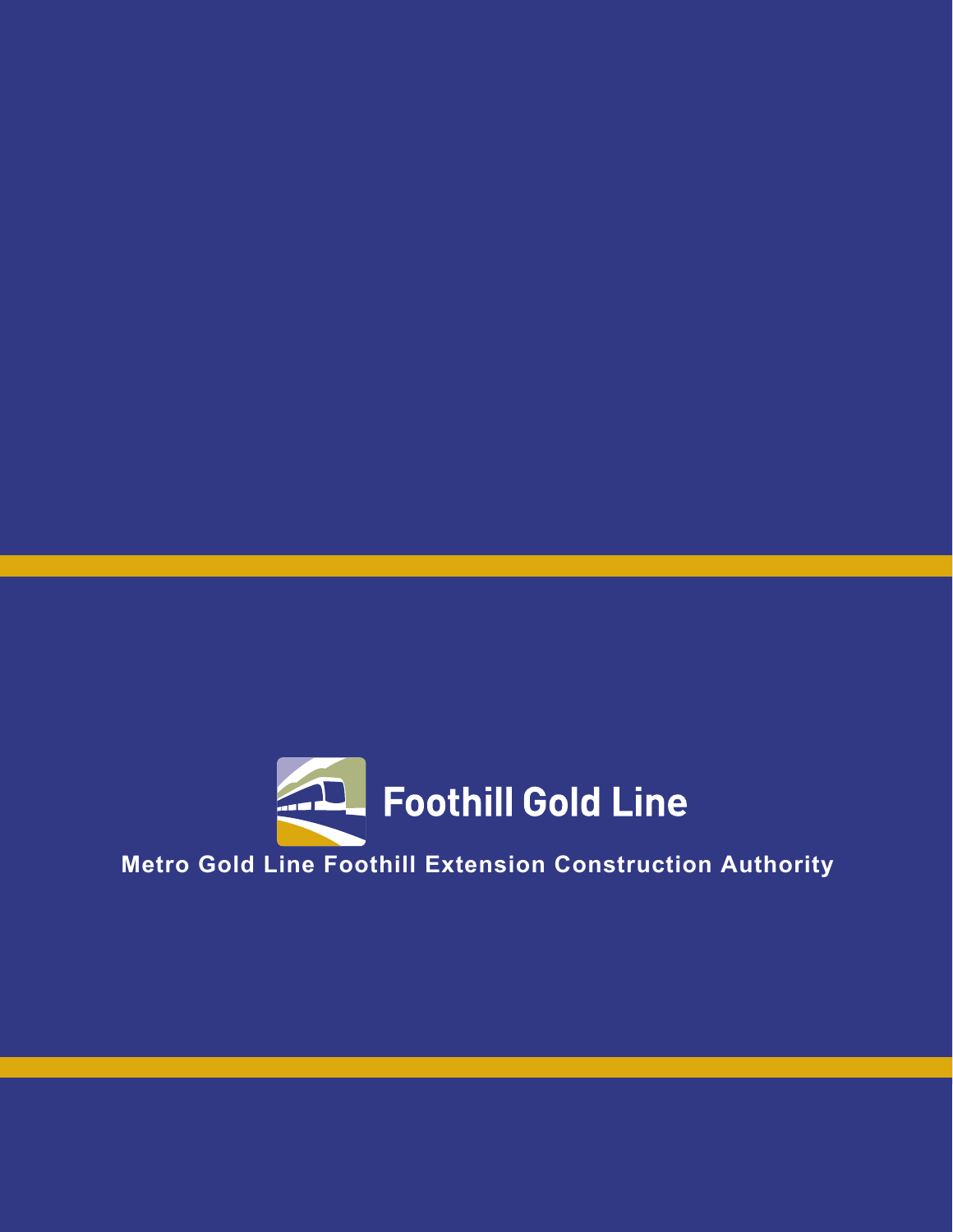Foothill Gold Line

**Metro Gold Line Foothill Extension Construction Authority**